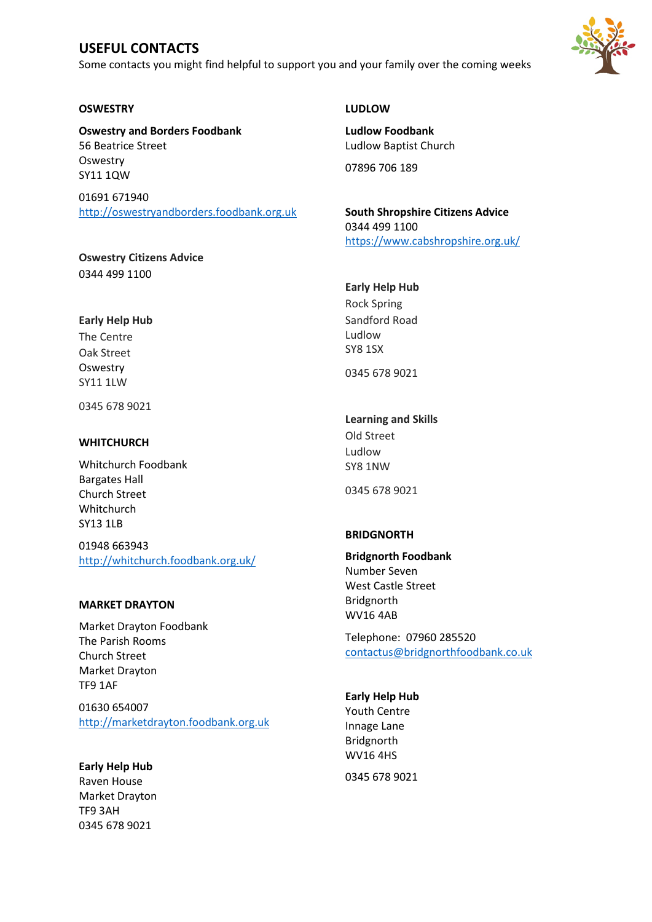# USEFUL CONTACTS

Some contacts you might find helpful to support you and your family over the coming weeks

## OSWESTRY

**Oswestry and Borders Foodbank**
56 Beatrice Street
Oswestry
SY11 1QW

01691 671940
http://oswestryandborders.foodbank.org.uk

**Oswestry Citizens Advice**
0344 499 1100

**Early Help Hub**
The Centre
Oak Street
Oswestry
SY11 1LW

0345 678 9021

## WHITCHURCH

Whitchurch Foodbank
Bargates Hall
Church Street
Whitchurch
SY13 1LB

01948 663943
http://whitchurch.foodbank.org.uk/

## MARKET DRAYTON

Market Drayton Foodbank
The Parish Rooms
Church Street
Market Drayton
TF9 1AF

01630 654007
http://marketdrayton.foodbank.org.uk

**Early Help Hub**
Raven House
Market Drayton
TF9 3AH
0345 678 9021

## LUDLOW

**Ludlow Foodbank**
Ludlow Baptist Church

07896 706 189

**South Shropshire Citizens Advice**
0344 499 1100
https://www.cabshropshire.org.uk/

**Early Help Hub**
Rock Spring
Sandford Road
Ludlow
SY8 1SX

0345 678 9021

**Learning and Skills**
Old Street
Ludlow
SY8 1NW

0345 678 9021

## BRIDGNORTH

**Bridgnorth Foodbank**
Number Seven
West Castle Street
Bridgnorth
WV16 4AB

Telephone: 07960 285520
contactus@bridgnorthfoodbank.co.uk

**Early Help Hub**
Youth Centre
Innage Lane
Bridgnorth
WV16 4HS

0345 678 9021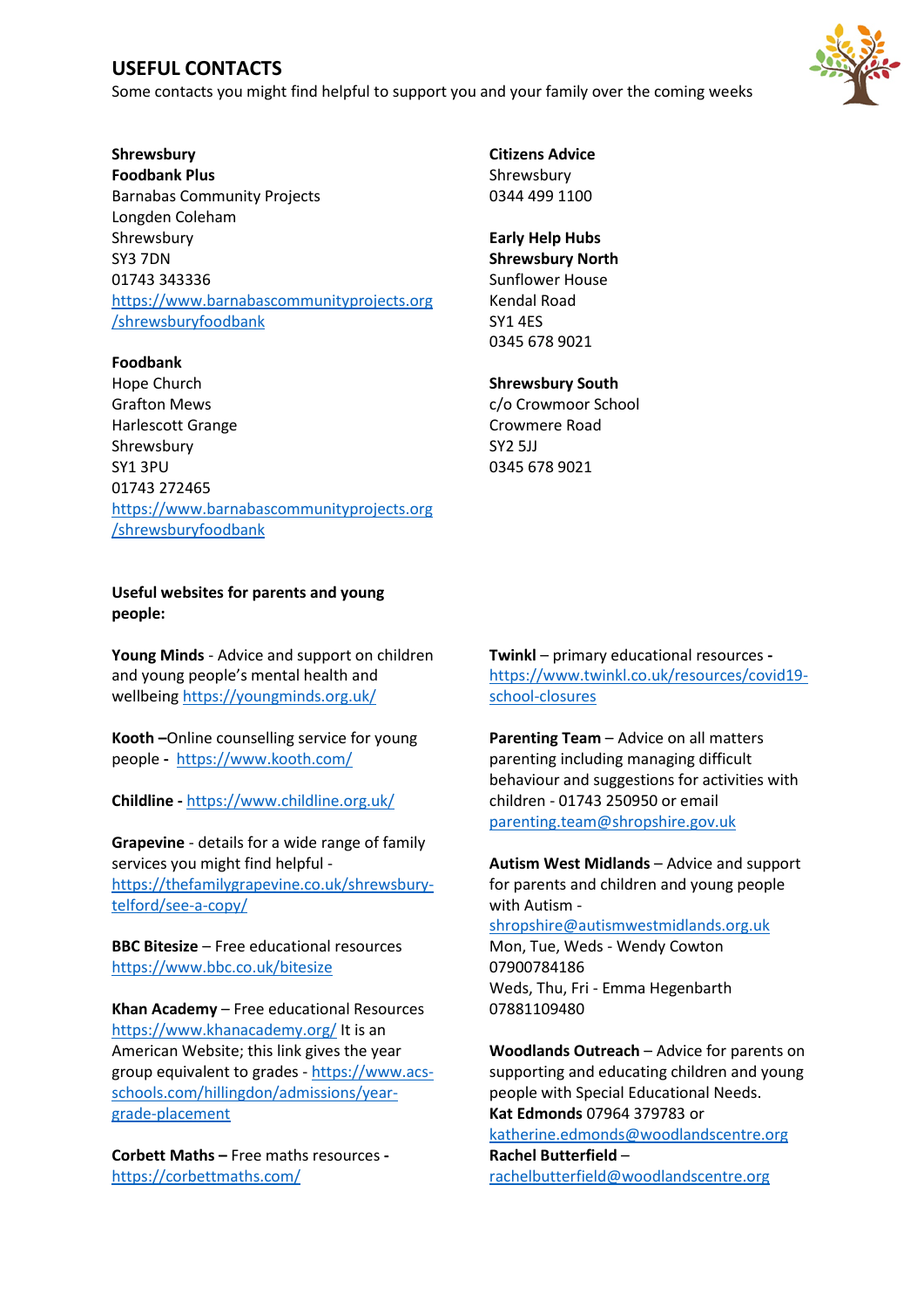# USEFUL CONTACTS

Some contacts you might find helpful to support you and your family over the coming weeks

**Shrewsbury**
**Foodbank Plus**
Barnabas Community Projects
Longden Coleham
Shrewsbury
SY3 7DN
01743 343336
https://www.barnabascommunityprojects.org/shrewsburyfoodbank

**Foodbank**
Hope Church
Grafton Mews
Harlescott Grange
Shrewsbury
SY1 3PU
01743 272465
https://www.barnabascommunityprojects.org/shrewsburyfoodbank

**Citizens Advice**
Shrewsbury
0344 499 1100

**Early Help Hubs**
**Shrewsbury North**
Sunflower House
Kendal Road
SY1 4ES
0345 678 9021

**Shrewsbury South**
c/o Crowmoor School
Crowmere Road
SY2 5JJ
0345 678 9021

**Useful websites for parents and young people:**

**Young Minds** - Advice and support on children and young people's mental health and wellbeing https://youngminds.org.uk/

**Kooth** –Online counselling service for young people - https://www.kooth.com/

**Childline -** https://www.childline.org.uk/

**Grapevine** - details for a wide range of family services you might find helpful - https://thefamilygrapevine.co.uk/shrewsbury-telford/see-a-copy/

**BBC Bitesize** – Free educational resources https://www.bbc.co.uk/bitesize

**Khan Academy** – Free educational Resources https://www.khanacademy.org/ It is an American Website; this link gives the year group equivalent to grades - https://www.acs-schools.com/hillingdon/admissions/year-grade-placement

**Corbett Maths –** Free maths resources - https://corbettmaths.com/

**Twinkl** – primary educational resources **-** https://www.twinkl.co.uk/resources/covid19-school-closures

**Parenting Team** – Advice on all matters parenting including managing difficult behaviour and suggestions for activities with children - 01743 250950 or email parenting.team@shropshire.gov.uk

**Autism West Midlands** – Advice and support for parents and children and young people with Autism - shropshire@autismwestmidlands.org.uk
Mon, Tue, Weds - Wendy Cowton 07900784186
Weds, Thu, Fri - Emma Hegenbarth 07881109480

**Woodlands Outreach** – Advice for parents on supporting and educating children and young people with Special Educational Needs.
**Kat Edmonds** 07964 379783 or katherine.edmonds@woodlandscentre.org
**Rachel Butterfield** – rachelbutterfield@woodlandscentre.org